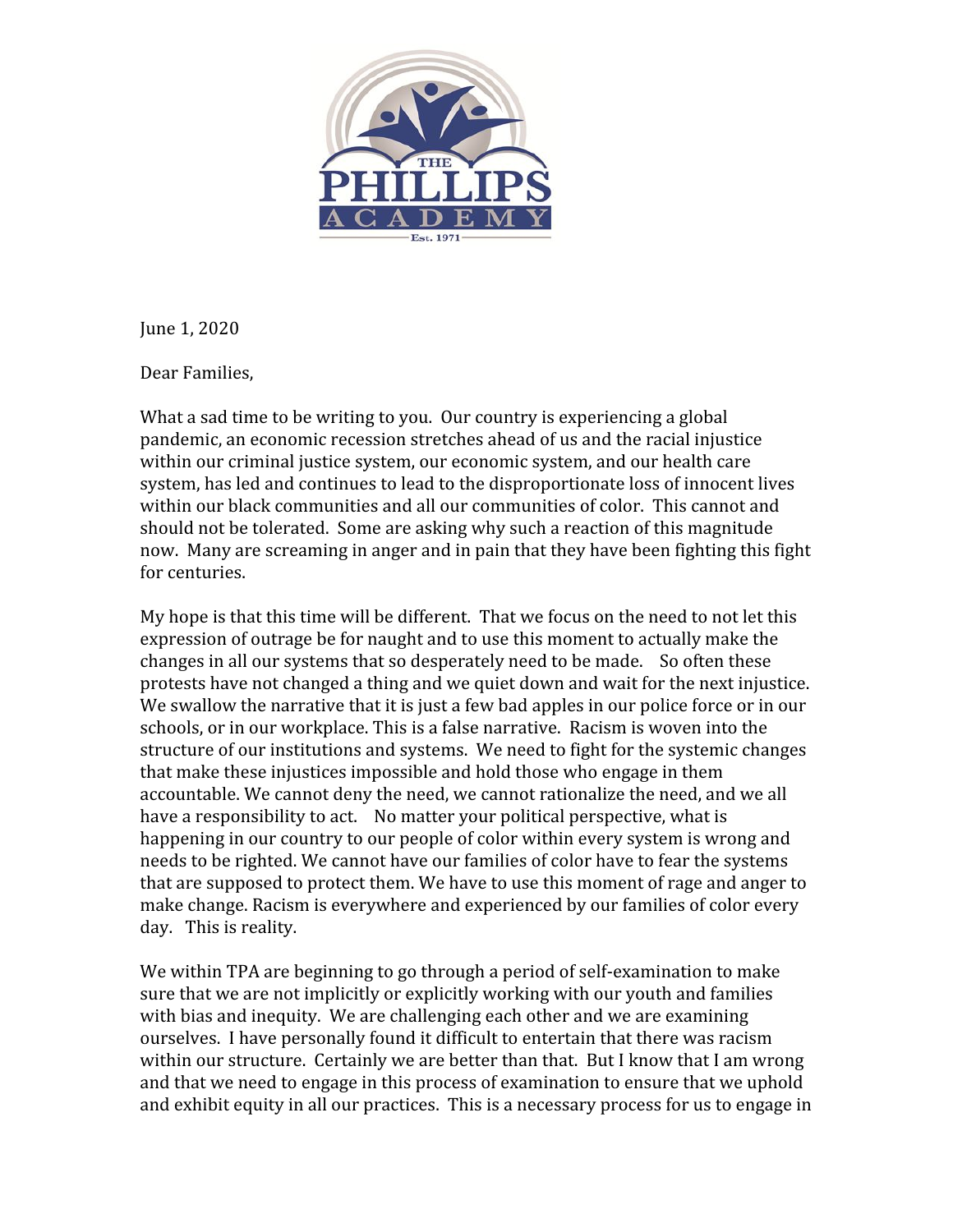THE PHILLIPS ACADEMY

Est. 1971

June 1, 2020

Dear Families,

What a sad time to be writing to you. Our country is experiencing a global pandemic, an economic recession stretches ahead of us and the racial injustice within our criminal justice system, our economic system, and our health care system, has led and continues to lead to the disproportionate loss of innocent lives within our black communities and all our communities of color. This cannot and should not be tolerated. Some are asking why such a reaction of this magnitude now. Many are screaming in anger and in pain that they have been fighting this fight for centuries.

My hope is that this time will be different. That we focus on the need to not let this expression of outrage be for naught and to use this moment to actually make the changes in all our systems that so desperately need to be made. So often these protests have not changed a thing and we quiet down and wait for the next injustice. We swallow the narrative that it is just a few bad apples in our police force or in our schools, or in our workplace. This is a false narrative. Racism is woven into the structure of our institutions and systems. We need to fight for the systemic changes that make these injustices impossible and hold those who engage in them accountable. We cannot deny the need, we cannot rationalize the need, and we all have a responsibility to act. No matter your political perspective, what is happening in our country to our people of color within every system is wrong and needs to be righted. We cannot have our families of color have to fear the systems that are supposed to protect them. We have to use this moment of rage and anger to make change. Racism is everywhere and experienced by our families of color every day. This is reality.

We within TPA are beginning to go through a period of self-examination to make sure that we are not implicitly or explicitly working with our youth and families with bias and inequity. We are challenging each other and we are examining ourselves. I have personally found it difficult to entertain that there was racism within our structure. Certainly we are better than that. But I know that I am wrong and that we need to engage in this process of examination to ensure that we uphold and exhibit equity in all our practices. This is a necessary process for us to engage in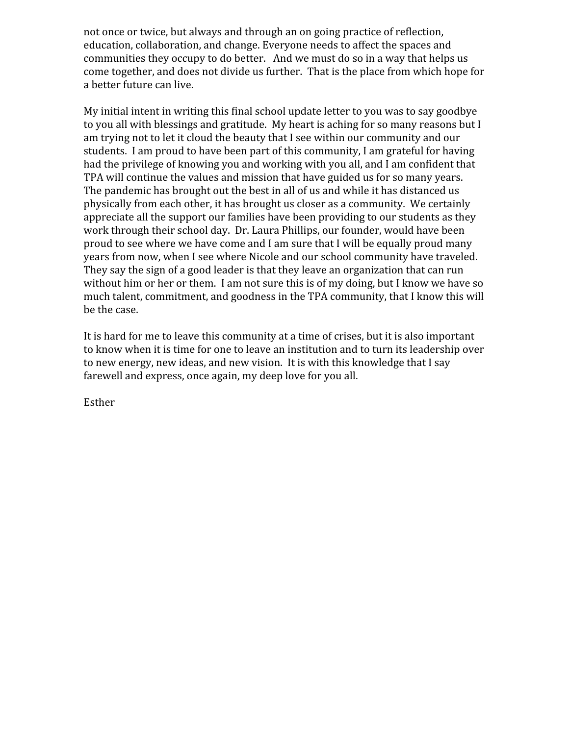not once or twice, but always and through an on going practice of reflection, education, collaboration, and change. Everyone needs to affect the spaces and communities they occupy to do better. And we must do so in a way that helps us come together, and does not divide us further. That is the place from which hope for a better future can live.

My initial intent in writing this final school update letter to you was to say goodbye to you all with blessings and gratitude. My heart is aching for so many reasons but I am trying not to let it cloud the beauty that I see within our community and our students. I am proud to have been part of this community, I am grateful for having had the privilege of knowing you and working with you all, and I am confident that TPA will continue the values and mission that have guided us for so many years. The pandemic has brought out the best in all of us and while it has distanced us physically from each other, it has brought us closer as a community. We certainly appreciate all the support our families have been providing to our students as they work through their school day. Dr. Laura Phillips, our founder, would have been proud to see where we have come and I am sure that I will be equally proud many years from now, when I see where Nicole and our school community have traveled. They say the sign of a good leader is that they leave an organization that can run without him or her or them. I am not sure this is of my doing, but I know we have so much talent, commitment, and goodness in the TPA community, that I know this will be the case.

It is hard for me to leave this community at a time of crises, but it is also important to know when it is time for one to leave an institution and to turn its leadership over to new energy, new ideas, and new vision. It is with this knowledge that I say farewell and express, once again, my deep love for you all.

Esther